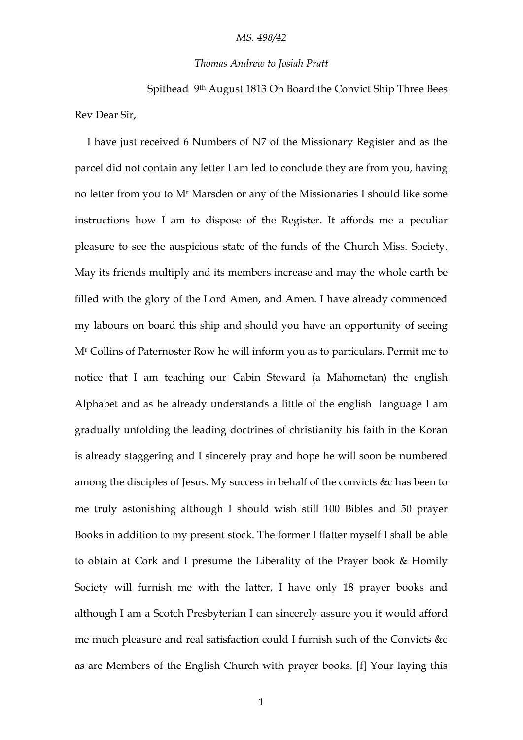*MS. 498/42*

*Thomas Andrew to Josiah Pratt*

Spithead 9th August 1813 On Board the Convict Ship Three Bees

Rev Dear Sir,

I have just received 6 Numbers of N7 of the Missionary Register and as the parcel did not contain any letter I am led to conclude they are from you, having no letter from you to Mr Marsden or any of the Missionaries I should like some instructions how I am to dispose of the Register. It affords me a peculiar pleasure to see the auspicious state of the funds of the Church Miss. Society. May its friends multiply and its members increase and may the whole earth be filled with the glory of the Lord Amen, and Amen. I have already commenced my labours on board this ship and should you have an opportunity of seeing Mr Collins of Paternoster Row he will inform you as to particulars. Permit me to notice that I am teaching our Cabin Steward (a Mahometan) the english Alphabet and as he already understands a little of the english language I am gradually unfolding the leading doctrines of christianity his faith in the Koran is already staggering and I sincerely pray and hope he will soon be numbered among the disciples of Jesus. My success in behalf of the convicts &c has been to me truly astonishing although I should wish still 100 Bibles and 50 prayer Books in addition to my present stock. The former I flatter myself I shall be able to obtain at Cork and I presume the Liberality of the Prayer book & Homily Society will furnish me with the latter, I have only 18 prayer books and although I am a Scotch Presbyterian I can sincerely assure you it would afford me much pleasure and real satisfaction could I furnish such of the Convicts &c as are Members of the English Church with prayer books. [f] Your laying this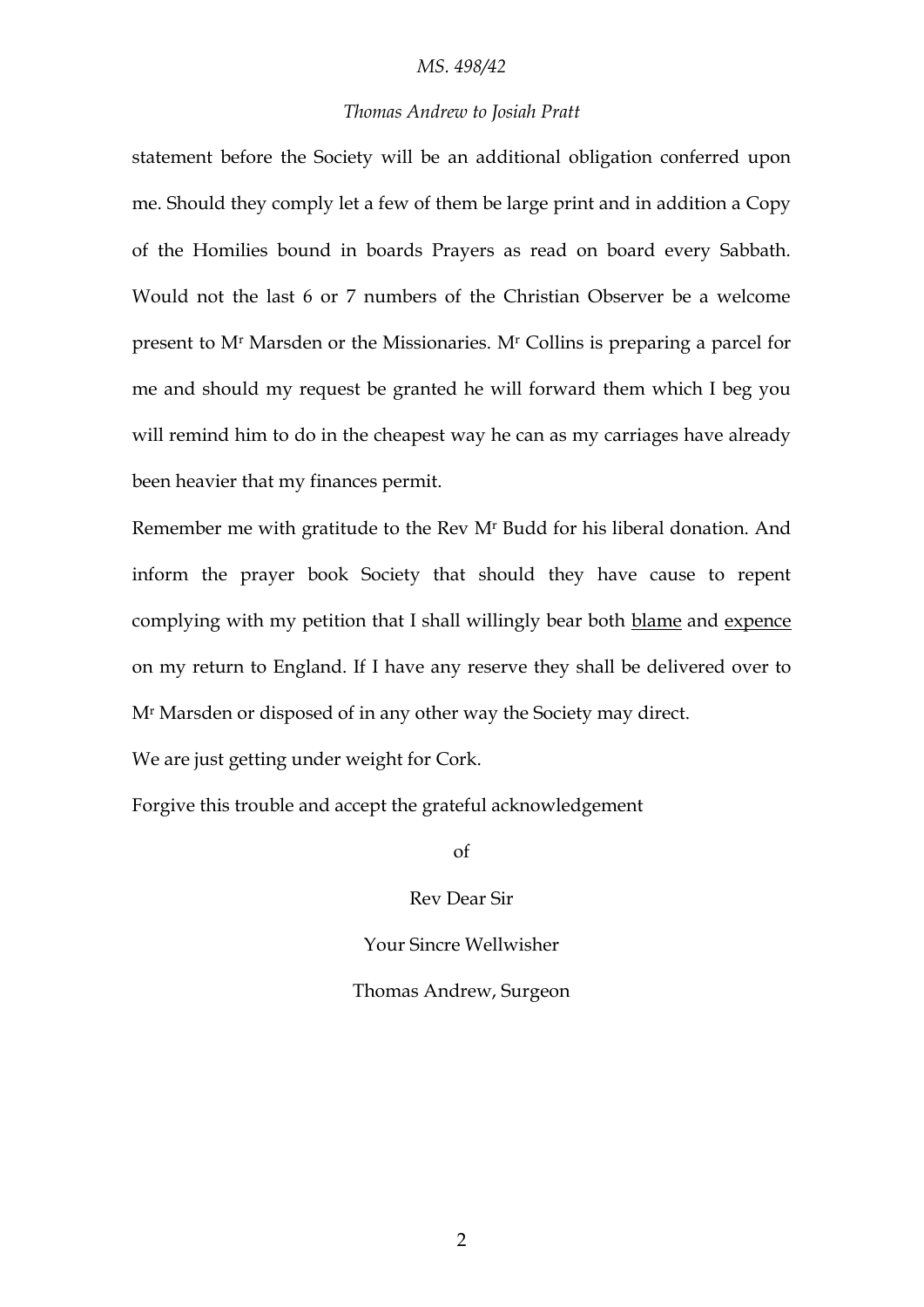statement before the Society will be an additional obligation conferred upon me. Should they comply let a few of them be large print and in addition a Copy of the Homilies bound in boards Prayers as read on board every Sabbath. Would not the last 6 or 7 numbers of the Christian Observer be a welcome present to Mr Marsden or the Missionaries. Mr Collins is preparing a parcel for me and should my request be granted he will forward them which I beg you will remind him to do in the cheapest way he can as my carriages have already been heavier that my finances permit.

Remember me with gratitude to the Rev Mr Budd for his liberal donation. And inform the prayer book Society that should they have cause to repent complying with my petition that I shall willingly bear both <u>blame</u> and <u>expence</u> on my return to England. If I have any reserve they shall be delivered over to Mr Marsden or disposed of in any other way the Society may direct.

We are just getting under weight for Cork.

Forgive this trouble and accept the grateful acknowledgement

of

Rev Dear Sir

Your Sincre Wellwisher

Thomas Andrew, Surgeon